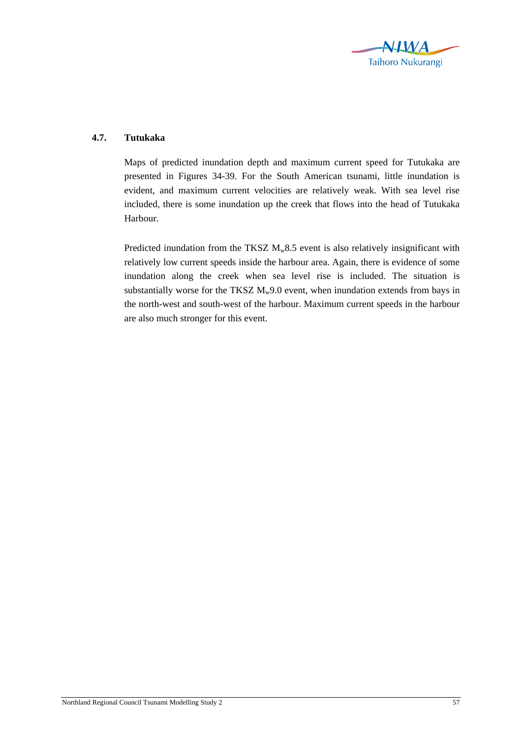## 4.7. Tutukaka

Maps of predicted inundation depth and maximum current speed for Tutukaka are presented in Figures 34-39. For the South American tsunami, little inundation is evident, and maximum current velocities are relatively weak. With sea level rise included, there is some inundation up the creek that flows into the head of Tutukaka Harbour.

Predicted inundation from the TKSZ $M_w$8.5 event is also relatively insignificant with relatively low current speeds inside the harbour area. Again, there is evidence of some inundation along the creek when sea level rise is included. The situation is substantially worse for the TKSZ $M_w$9.0 event, when inundation extends from bays in the north-west and south-west of the harbour. Maximum current speeds in the harbour are also much stronger for this event.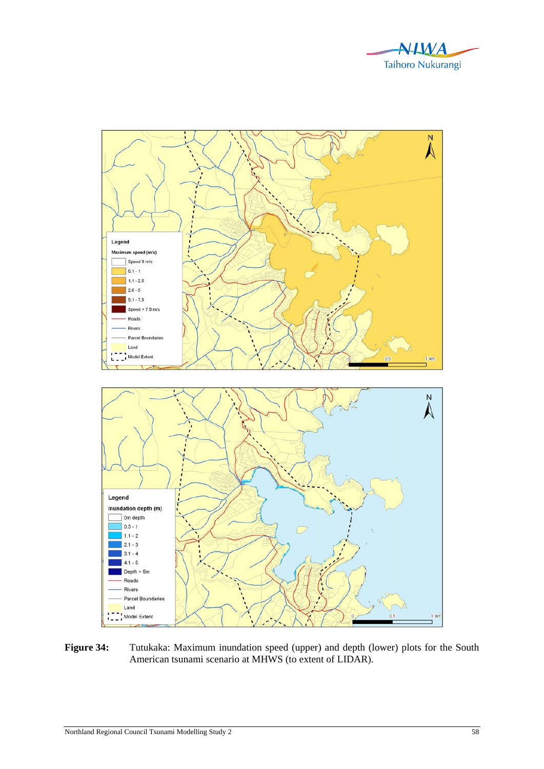**Figure 34:** Tutukaka: Maximum inundation speed (upper) and depth (lower) plots for the South American tsunami scenario at MHWS (to extent of LIDAR).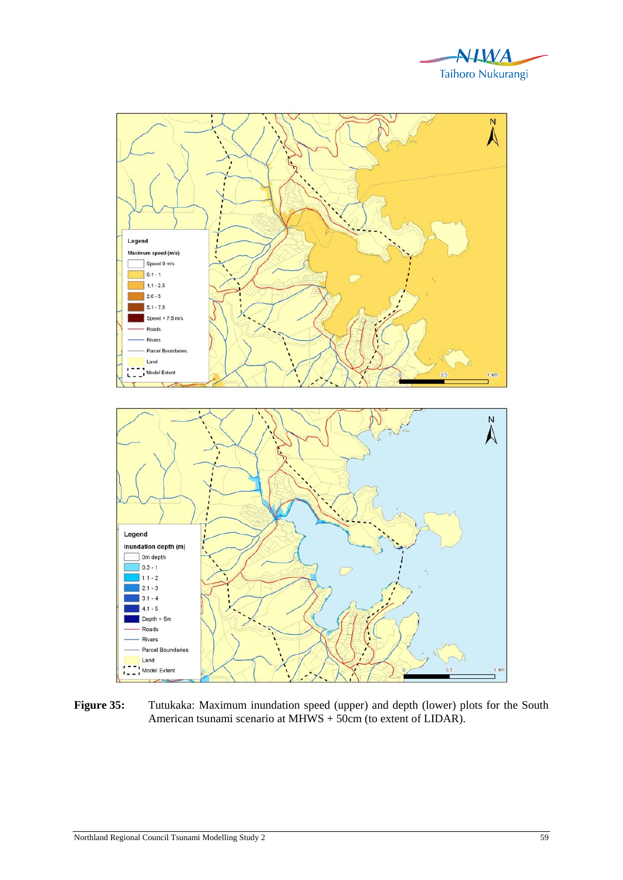**Figure 35:** Tutukaka: Maximum inundation speed (upper) and depth (lower) plots for the South American tsunami scenario at MHWS + 50cm (to extent of LIDAR).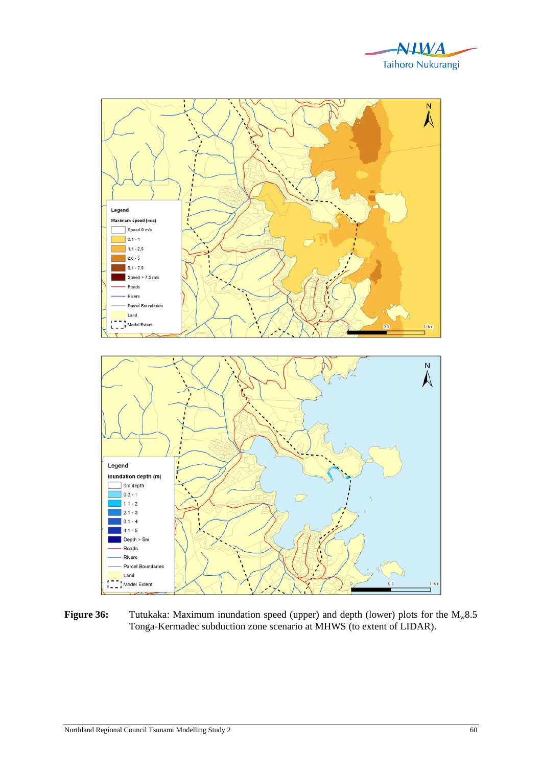**Figure 36:** Tutukaka: Maximum inundation speed (upper) and depth (lower) plots for the $M_w$8.5 Tonga-Kermadec subduction zone scenario at MHWS (to extent of LIDAR).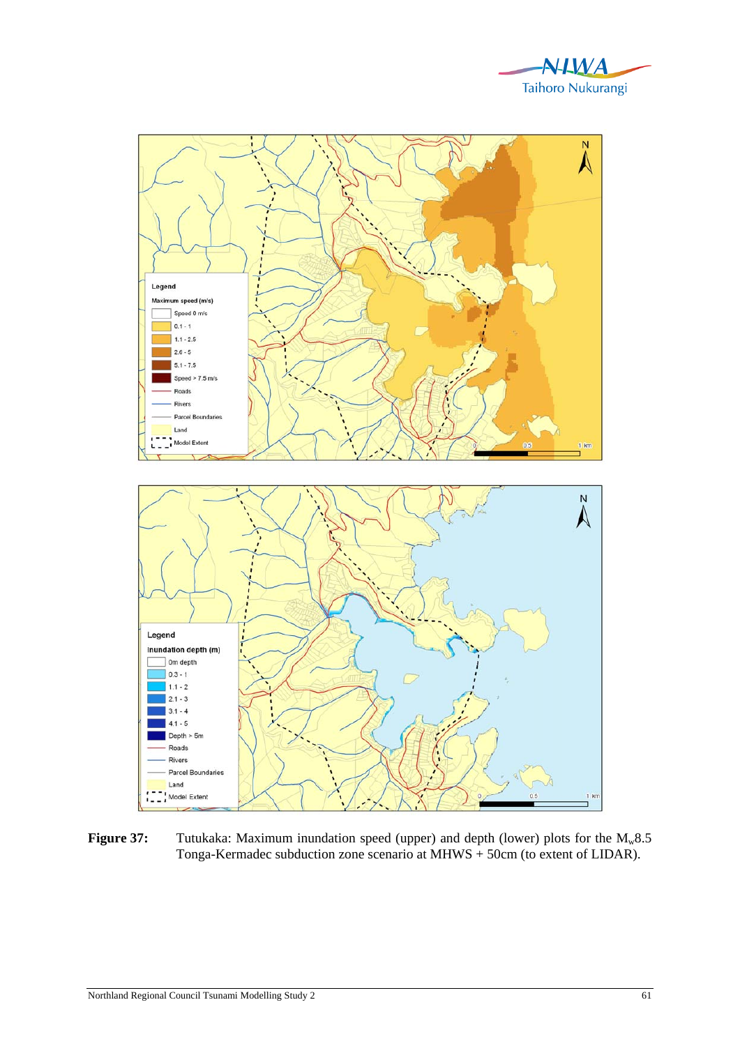**Figure 37:** Tutukaka: Maximum inundation speed (upper) and depth (lower) plots for the $M_w$8.5 Tonga-Kermadec subduction zone scenario at MHWS + 50cm (to extent of LIDAR).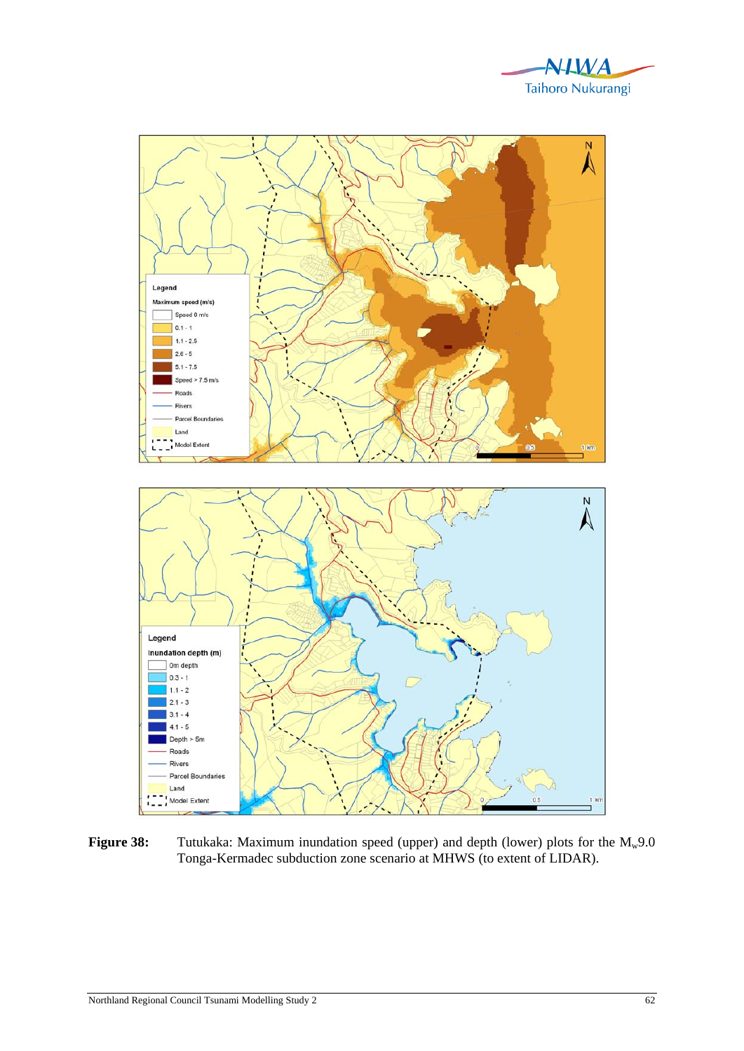**Figure 38:** Tutukaka: Maximum inundation speed (upper) and depth (lower) plots for the $M_w$9.0 Tonga-Kermadec subduction zone scenario at MHWS (to extent of LIDAR).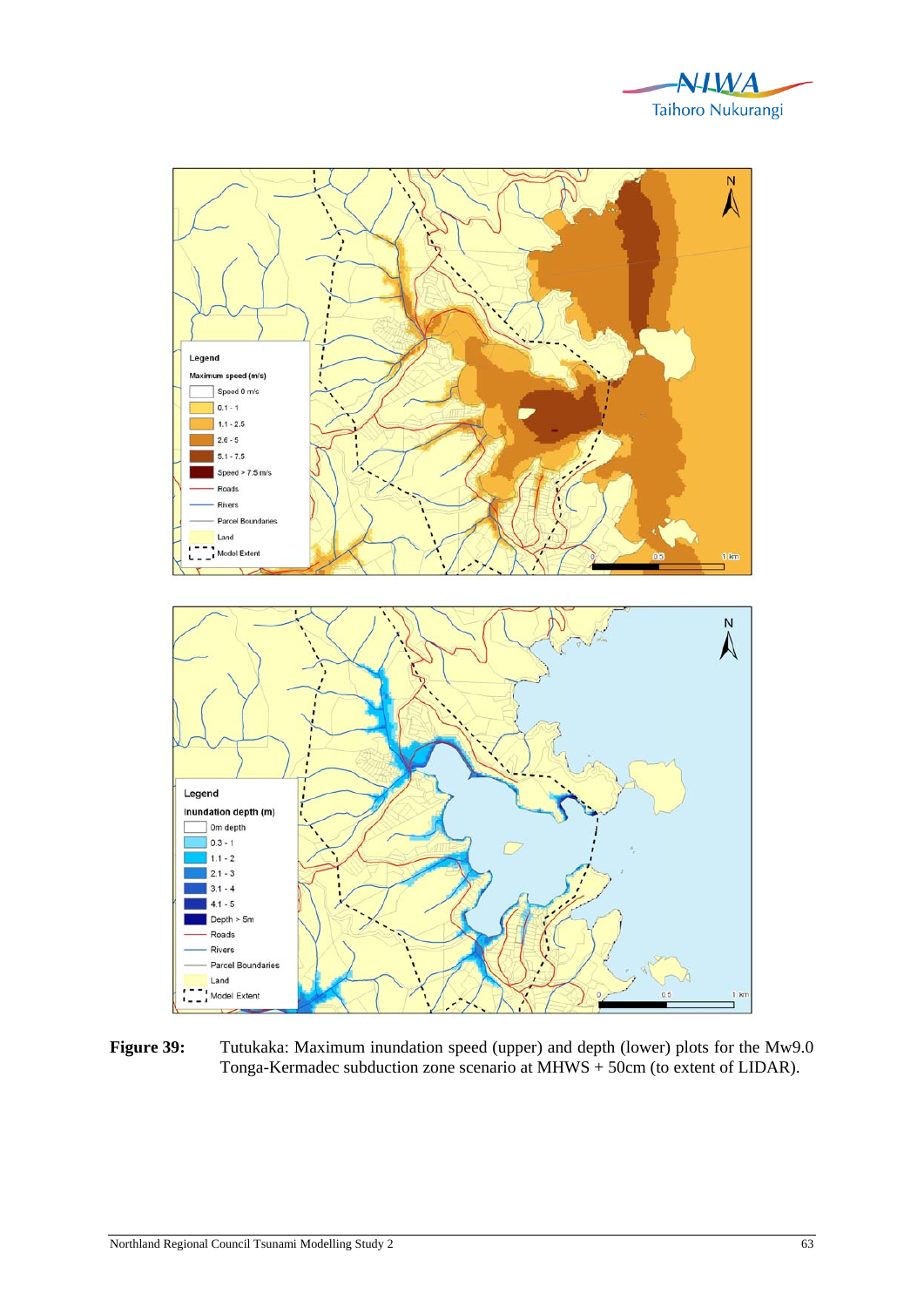Legend

Maximum speed (m/s)

Speed 0 m/s

0.1 - 1

1.1 - 2.5

2.6 - 5

5.1 - 7.5

Speed > 7.5 m/s

Roads

Rivers

Parcel Boundaries

Land

Model Extent

0 0.5 1 km

N

Legend

Inundation depth (m)

0m depth

0.3 - 1

1.1 - 2

2.1 - 3

3.1 - 4

4.1 - 5

Depth > 5m

Roads

Rivers

Parcel Boundaries

Land

Model Extent

0 0.5 1 km

N

**Figure 39:** Tutukaka: Maximum inundation speed (upper) and depth (lower) plots for the Mw9.0 Tonga-Kermadec subduction zone scenario at MHWS + 50cm (to extent of LIDAR).